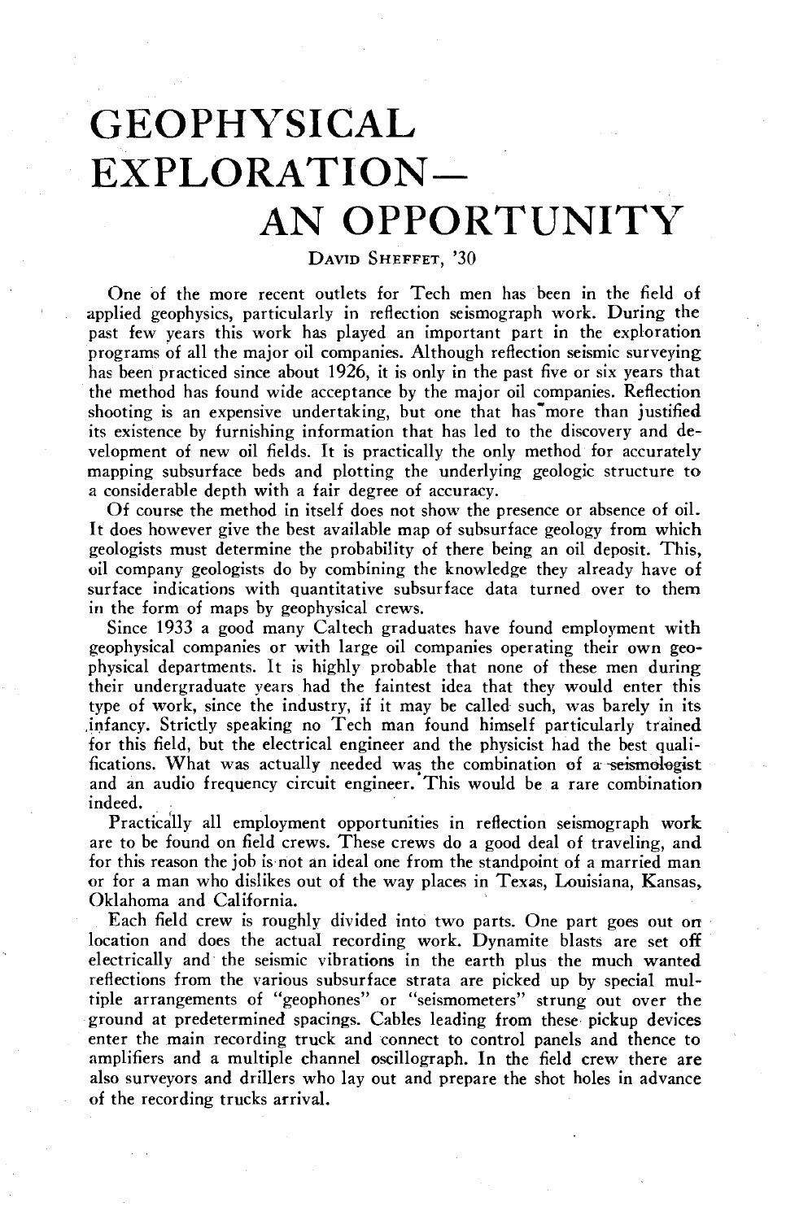# GEOPHYSICAL EXPLORATION— AN OPPORTUNITY

DAVID SHEFFET, '30

One of the more recent outlets for Tech men has been in the field of applied geophysics, particularly in reflection seismograph work. During the past few years this work has played an important part in the exploration programs of all the major oil companies. Although reflection seismic surveying has been practiced since about 1926, it is only in the past five or six years that the method has found wide acceptance by the major oil companies. Reflection shooting is an expensive undertaking, but one that has more than justified its existence by furnishing information that has led to the discovery and development of new oil fields. It is practically the only method for accurately mapping subsurface beds and plotting the underlying geologic structure to a considerable depth with a fair degree of accuracy.

Of course the method in itself does not show the presence or absence of oil. It does however give the best available map of subsurface geology from which geologists must determine the probability of there being an oil deposit. This, oil company geologists do by combining the knowledge they already have of surface indications with quantitative subsurface data turned over to them in the form of maps by geophysical crews.

Since 1933 a good many Caltech graduates have found employment with geophysical companies or with large oil companies operating their own geophysical departments. It is highly probable that none of these men during their undergraduate years had the faintest idea that they would enter this type of work, since the industry, if it may be called such, was barely in its infancy. Strictly speaking no Tech man found himself particularly trained for this field, but the electrical engineer and the physicist had the best qualifications. What was actually needed was the combination of a seismologist and an audio frequency circuit engineer. This would be a rare combination indeed.

Practically all employment opportunities in reflection seismograph work are to be found on field crews. These crews do a good deal of traveling, and for this reason the job is not an ideal one from the standpoint of a married man or for a man who dislikes out of the way places in Texas, Louisiana, Kansas, Oklahoma and California.

Each field crew is roughly divided into two parts. One part goes out on location and does the actual recording work. Dynamite blasts are set off electrically and the seismic vibrations in the earth plus the much wanted reflections from the various subsurface strata are picked up by special multiple arrangements of "geophones" or "seismometers" strung out over the ground at predetermined spacings. Cables leading from these pickup devices enter the main recording truck and connect to control panels and thence to amplifiers and a multiple channel oscillograph. In the field crew there are also surveyors and drillers who lay out and prepare the shot holes in advance of the recording trucks arrival.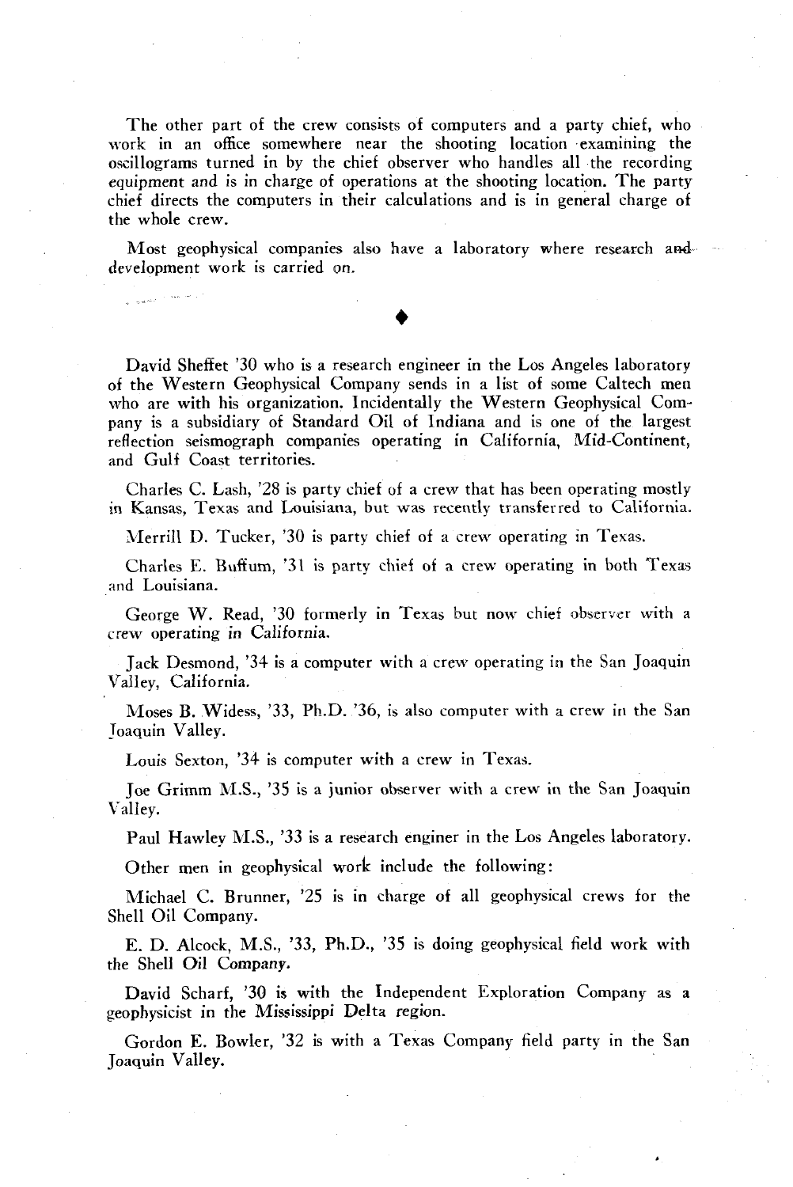The other part of the crew consists of computers and a party chief, who work in an office somewhere near the shooting location examining the oscillograms turned in by the chief observer who handles all the recording equipment and is in charge of operations at the shooting location. The party chief directs the computers in their calculations and is in general charge of the whole crew.

Most geophysical companies also have a laboratory where research and development work is carried on.

◆

David Sheffet '30 who is a research engineer in the Los Angeles laboratory of the Western Geophysical Company sends in a list of some Caltech men who are with his organization. Incidentally the Western Geophysical Company is a subsidiary of Standard Oil of Indiana and is one of the largest reflection seismograph companies operating in California, Mid-Continent, and Gulf Coast territories.

Charles C. Lash, '28 is party chief of a crew that has been operating mostly in Kansas, Texas and Louisiana, but was recently transferred to California.

Merrill D. Tucker, '30 is party chief of a crew operating in Texas.

Charles E. Buffum, '31 is party chief of a crew operating in both Texas and Louisiana.

George W. Read, '30 formerly in Texas but now chief observer with a crew operating in California.

Jack Desmond, '34 is a computer with a crew operating in the San Joaquin Valley, California.

Moses B. Widess, '33, Ph.D. '36, is also computer with a crew in the San Joaquin Valley.

Louis Sexton, '34 is computer with a crew in Texas.

Joe Grimm M.S., '35 is a junior observer with a crew in the San Joaquin Valley.

Paul Hawley M.S., '33 is a research enginer in the Los Angeles laboratory.

Other men in geophysical work include the following:

Michael C. Brunner, '25 is in charge of all geophysical crews for the Shell Oil Company.

E. D. Alcock, M.S., '33, Ph.D., '35 is doing geophysical field work with the Shell Oil Company.

David Scharf, '30 is with the Independent Exploration Company as a geophysicist in the Mississippi Delta region.

Gordon E. Bowler, '32 is with a Texas Company field party in the San Joaquin Valley.